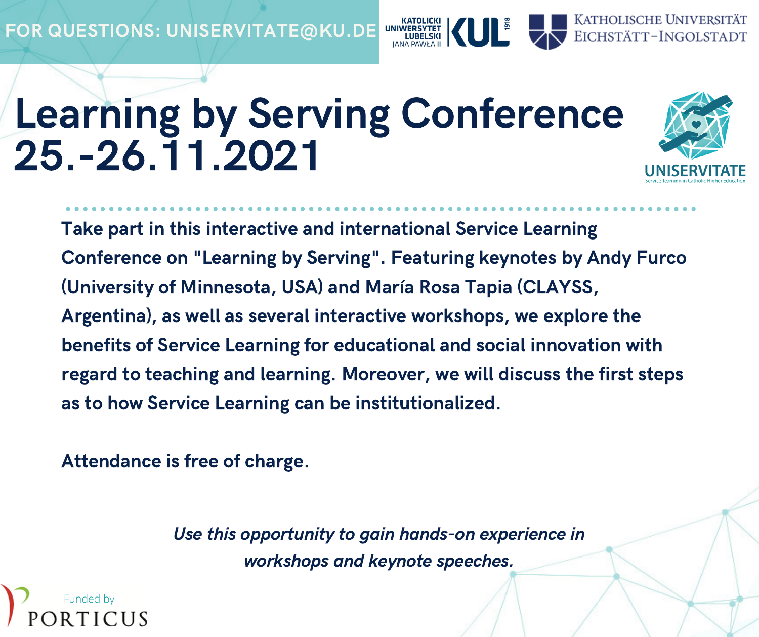FOR QUESTIONS: UNISERVITATE@KU.DE

KATOLICKI UNIWERSYTET LUBELSKI JANA PAWŁA II KUL 1918

KATHOLISCHE UNIVERSITÄT EICHSTÄTT-INGOLSTADT

# Learning by Serving Conference 25.-26.11.2021

UNISERVITATE
Service-learning in Catholic Higher Education

**Take part in this interactive and international Service Learning Conference on "Learning by Serving". Featuring keynotes by Andy Furco (University of Minnesota, USA) and María Rosa Tapia (CLAYSS, Argentina), as well as several interactive workshops, we explore the benefits of Service Learning for educational and social innovation with regard to teaching and learning. Moreover, we will discuss the first steps as to how Service Learning can be institutionalized.**

**Attendance is free of charge.**

***Use this opportunity to gain hands-on experience in workshops and keynote speeches.***

Funded by PORTICUS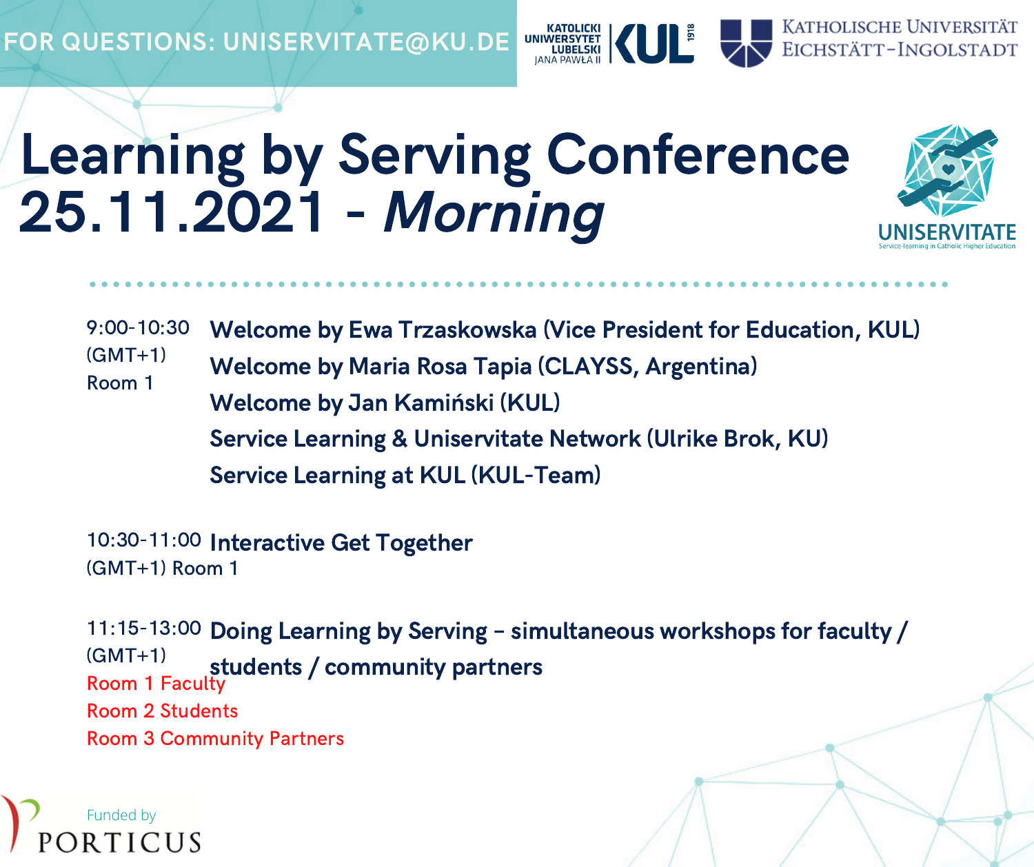FOR QUESTIONS: UNISERVITATE@KU.DE

KATOLICKI UNIWERSYTET LUBELSKI JANA PAWŁA II KUL 1918

KATHOLISCHE UNIVERSITÄT EICHSTÄTT-INGOLSTADT

# Learning by Serving Conference 25.11.2021 - *Morning*

UNISERVITATE
Service-learning in Catholic Higher Education

| | |
|---|---|
| 9:00-10:30 (GMT+1) Room 1 | **Welcome by Ewa Trzaskowska (Vice President for Education, KUL)**<br>**Welcome by Maria Rosa Tapia (CLAYSS, Argentina)**<br>**Welcome by Jan Kamiński (KUL)**<br>**Service Learning & Uniservitate Network (Ulrike Brok, KU)**<br>**Service Learning at KUL (KUL-Team)** |
| 10:30-11:00 (GMT+1) Room 1 | **Interactive Get Together** |
| 11:15-13:00 (GMT+1)<br>Room 1 Faculty<br>Room 2 Students<br>Room 3 Community Partners | **Doing Learning by Serving – simultaneous workshops for faculty / students / community partners** |

Funded by PORTICUS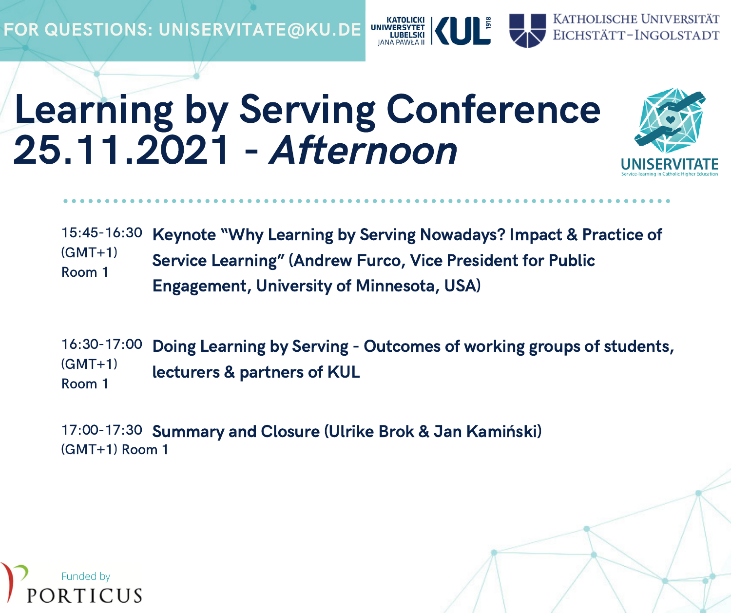FOR QUESTIONS: UNISERVITATE@KU.DE

KATOLICKI UNIWERSYTET LUBELSKI JANA PAWŁA II KUL 1918

KATHOLISCHE UNIVERSITÄT EICHSTÄTT-INGOLSTADT

# Learning by Serving Conference 25.11.2021 - *Afternoon*

UNISERVITATE
Service-learning in Catholic Higher Education

15:45-16:30 (GMT+1) Room 1 — **Keynote "Why Learning by Serving Nowadays? Impact & Practice of Service Learning" (Andrew Furco, Vice President for Public Engagement, University of Minnesota, USA)**

16:30-17:00 (GMT+1) Room 1 — **Doing Learning by Serving - Outcomes of working groups of students, lecturers & partners of KUL**

17:00-17:30 (GMT+1) Room 1 — **Summary and Closure (Ulrike Brok & Jan Kamiński)**

Funded by PORTICUS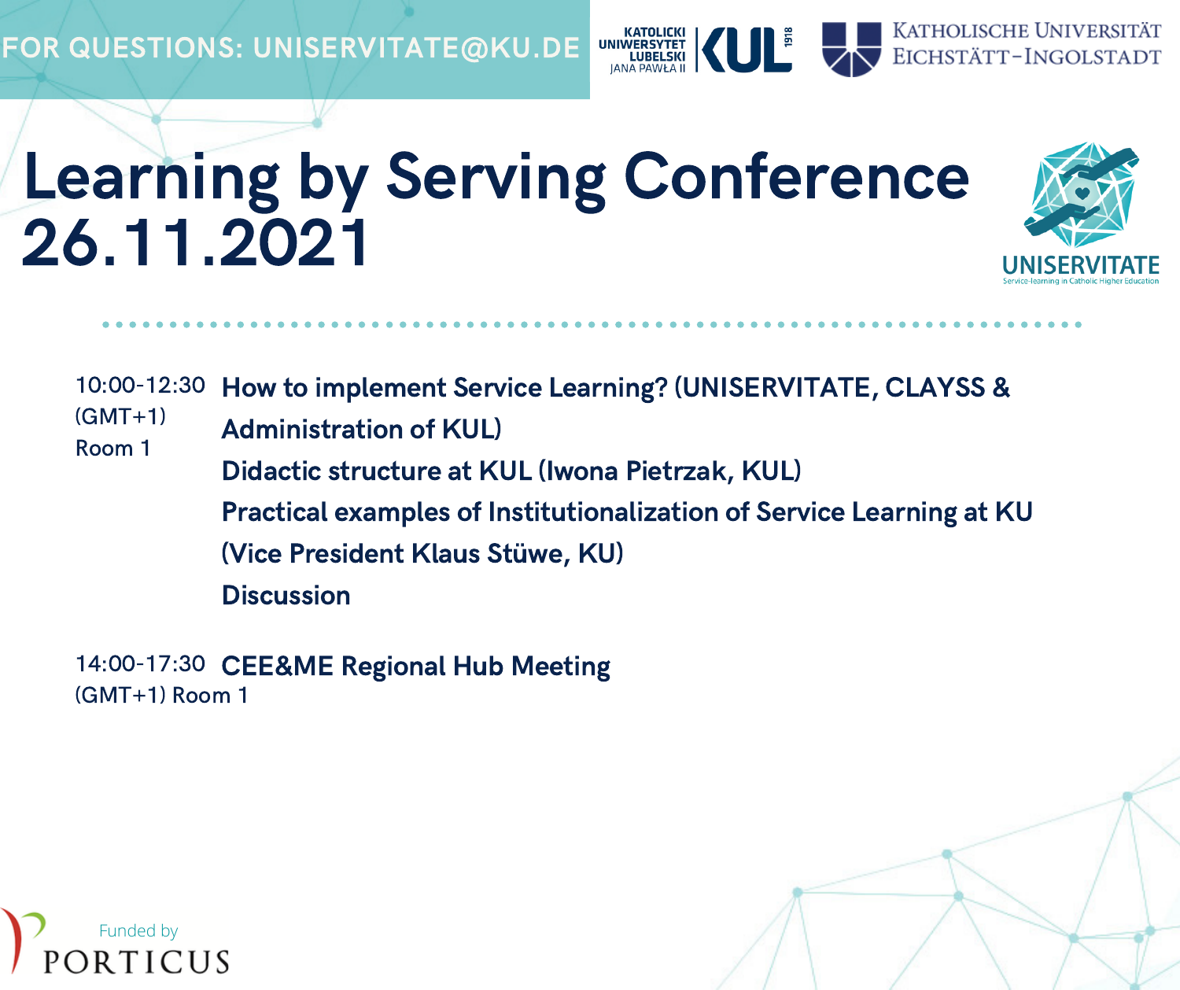FOR QUESTIONS: UNISERVITATE@KU.DE

KATOLICKI UNIWERSYTET LUBELSKI JANA PAWŁA II KUL 1918

KATHOLISCHE UNIVERSITÄT EICHSTÄTT-INGOLSTADT

# Learning by Serving Conference 26.11.2021

UNISERVITATE
Service-learning in Catholic Higher Education

10:00-12:30 (GMT+1) Room 1

**How to implement Service Learning? (UNISERVITATE, CLAYSS & Administration of KUL)**

**Didactic structure at KUL (Iwona Pietrzak, KUL)**

**Practical examples of Institutionalization of Service Learning at KU (Vice President Klaus Stüwe, KU)**

**Discussion**

14:00-17:30 (GMT+1) Room 1

**CEE&ME Regional Hub Meeting**

Funded by PORTICUS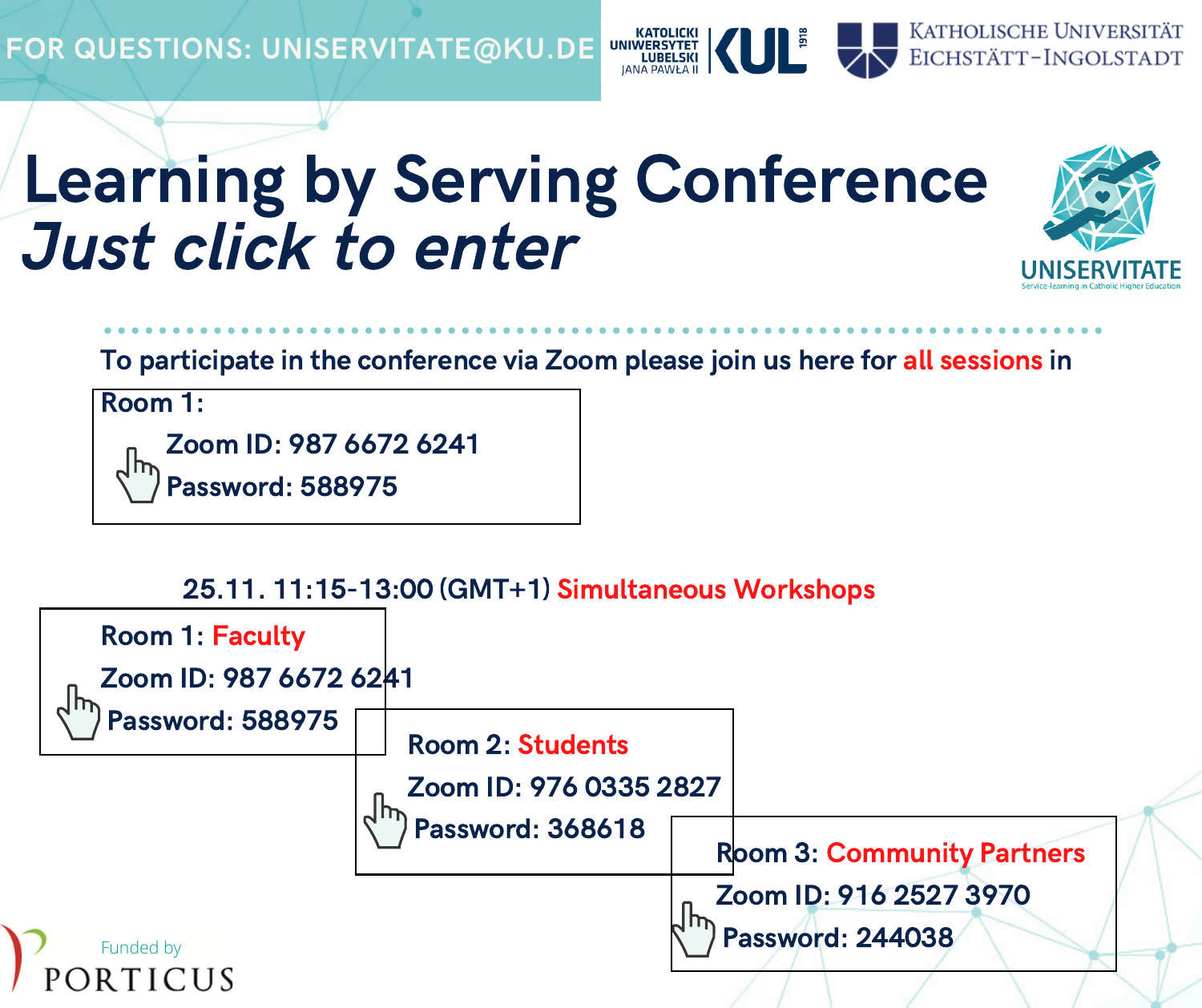FOR QUESTIONS: UNISERVITATE@KU.DE

KATOLICKI UNIWERSYTET LUBELSKI JANA PAWŁA II KUL 1918

KATHOLISCHE UNIVERSITÄT EICHSTÄTT-INGOLSTADT

# Learning by Serving Conference

## *Just click to enter*

UNISERVITATE
Service-learning in Catholic Higher Education

To participate in the conference via Zoom please join us here for all sessions in

**Room 1:**
Zoom ID: 987 6672 6241
Password: 588975

25.11. 11:15-13:00 (GMT+1) Simultaneous Workshops

**Room 1: Faculty**
Zoom ID: 987 6672 6241
Password: 588975

**Room 2: Students**
Zoom ID: 976 0335 2827
Password: 368618

**Room 3: Community Partners**
Zoom ID: 916 2527 3970
Password: 244038

Funded by PORTICUS